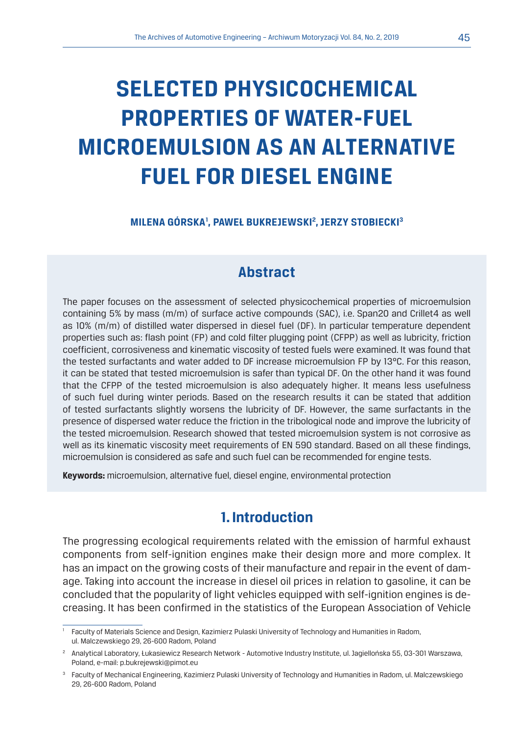# SELECTED PHYSICOCHEMICAL PROPERTIES OF WATER-FUEL MICROEMULSION AS AN ALTERNATIVE FUEL FOR DIESEL ENGINE

**MILENA GÓRSKA[1], PAWEŁ BUKREJEWSKI[2], JERZY STOBIECKI[3]**

## Abstract

The paper focuses on the assessment of selected physicochemical properties of microemulsion containing 5% by mass (m/m) of surface active compounds (SAC), i.e. Span20 and Crillet4 as well as 10% (m/m) of distilled water dispersed in diesel fuel (DF). In particular temperature dependent properties such as: flash point (FP) and cold filter plugging point (CFPP) as well as lubricity, friction coefficient, corrosiveness and kinematic viscosity of tested fuels were examined. It was found that the tested surfactants and water added to DF increase microemulsion FP by 13°C. For this reason, it can be stated that tested microemulsion is safer than typical DF. On the other hand it was found that the CFPP of the tested microemulsion is also adequately higher. It means less usefulness of such fuel during winter periods. Based on the research results it can be stated that addition of tested surfactants slightly worsens the lubricity of DF. However, the same surfactants in the presence of dispersed water reduce the friction in the tribological node and improve the lubricity of the tested microemulsion. Research showed that tested microemulsion system is not corrosive as well as its kinematic viscosity meet requirements of EN 590 standard. Based on all these findings, microemulsion is considered as safe and such fuel can be recommended for engine tests.

**Keywords:** microemulsion, alternative fuel, diesel engine, environmental protection

## 1. Introduction

The progressing ecological requirements related with the emission of harmful exhaust components from self-ignition engines make their design more and more complex. It has an impact on the growing costs of their manufacture and repair in the event of damage. Taking into account the increase in diesel oil prices in relation to gasoline, it can be concluded that the popularity of light vehicles equipped with self-ignition engines is decreasing. It has been confirmed in the statistics of the European Association of Vehicle

---

[1] Faculty of Materials Science and Design, Kazimierz Pulaski University of Technology and Humanities in Radom, ul. Malczewskiego 29, 26-600 Radom, Poland

[2] Analytical Laboratory, Łukasiewicz Research Network - Automotive Industry Institute, ul. Jagiellońska 55, 03-301 Warszawa, Poland, e-mail: p.bukrejewski@pimot.eu

[3] Faculty of Mechanical Engineering, Kazimierz Pulaski University of Technology and Humanities in Radom, ul. Malczewskiego 29, 26-600 Radom, Poland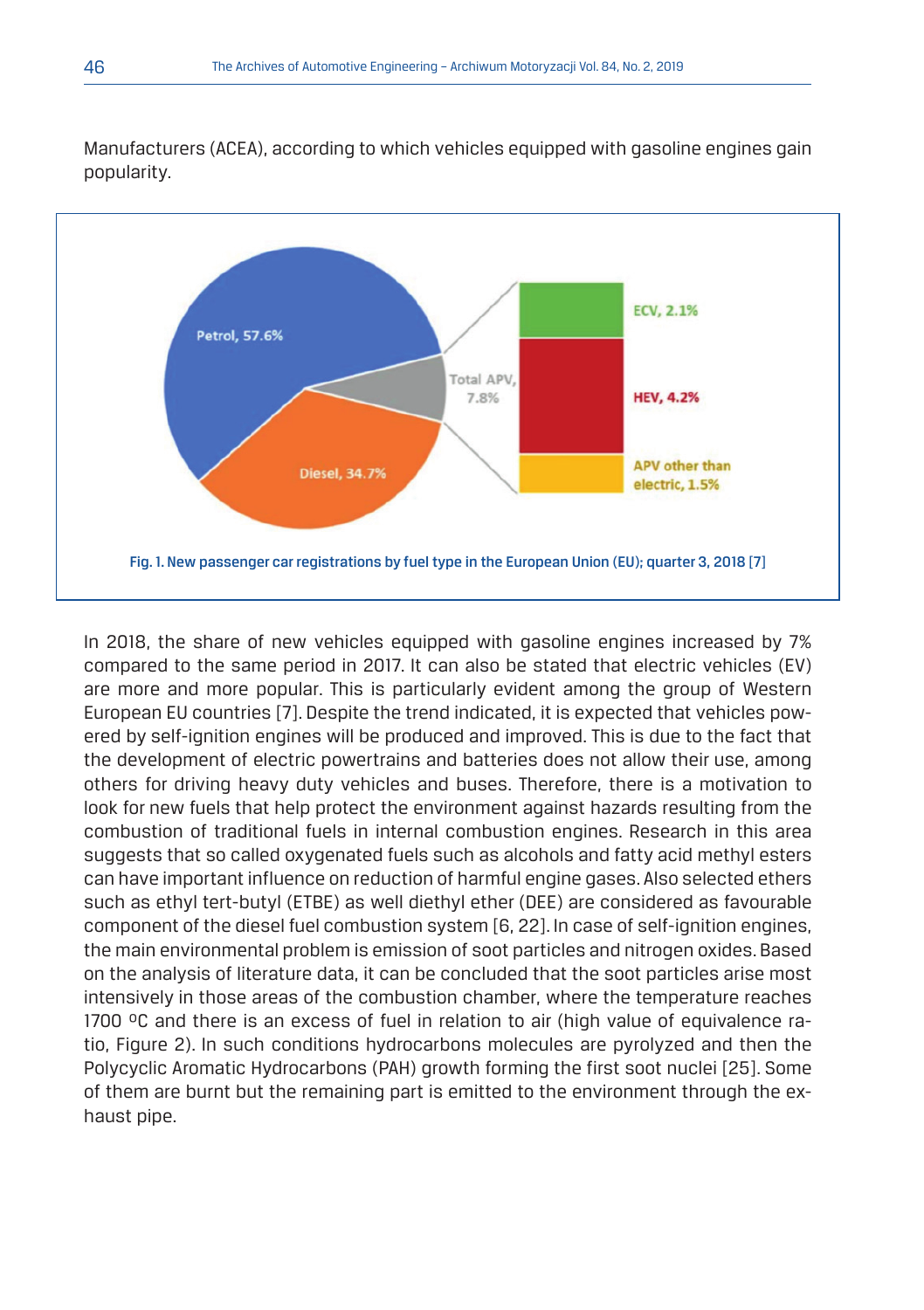Manufacturers (ACEA), according to which vehicles equipped with gasoline engines gain popularity.

Petrol, 57.6%

Diesel, 34.7%

Total APV, 7.8%

ECV, 2.1%

HEV, 4.2%

APV other than electric, 1.5%

Fig. 1. New passenger car registrations by fuel type in the European Union (EU); quarter 3, 2018 [7]

In 2018, the share of new vehicles equipped with gasoline engines increased by 7% compared to the same period in 2017. It can also be stated that electric vehicles (EV) are more and more popular. This is particularly evident among the group of Western European EU countries [7]. Despite the trend indicated, it is expected that vehicles powered by self-ignition engines will be produced and improved. This is due to the fact that the development of electric powertrains and batteries does not allow their use, among others for driving heavy duty vehicles and buses. Therefore, there is a motivation to look for new fuels that help protect the environment against hazards resulting from the combustion of traditional fuels in internal combustion engines. Research in this area suggests that so called oxygenated fuels such as alcohols and fatty acid methyl esters can have important influence on reduction of harmful engine gases. Also selected ethers such as ethyl tert-butyl (ETBE) as well diethyl ether (DEE) are considered as favourable component of the diesel fuel combustion system [6, 22]. In case of self-ignition engines, the main environmental problem is emission of soot particles and nitrogen oxides. Based on the analysis of literature data, it can be concluded that the soot particles arise most intensively in those areas of the combustion chamber, where the temperature reaches 1700 $^{o}$C and there is an excess of fuel in relation to air (high value of equivalence ratio, Figure 2). In such conditions hydrocarbons molecules are pyrolyzed and then the Polycyclic Aromatic Hydrocarbons (PAH) growth forming the first soot nuclei [25]. Some of them are burnt but the remaining part is emitted to the environment through the exhaust pipe.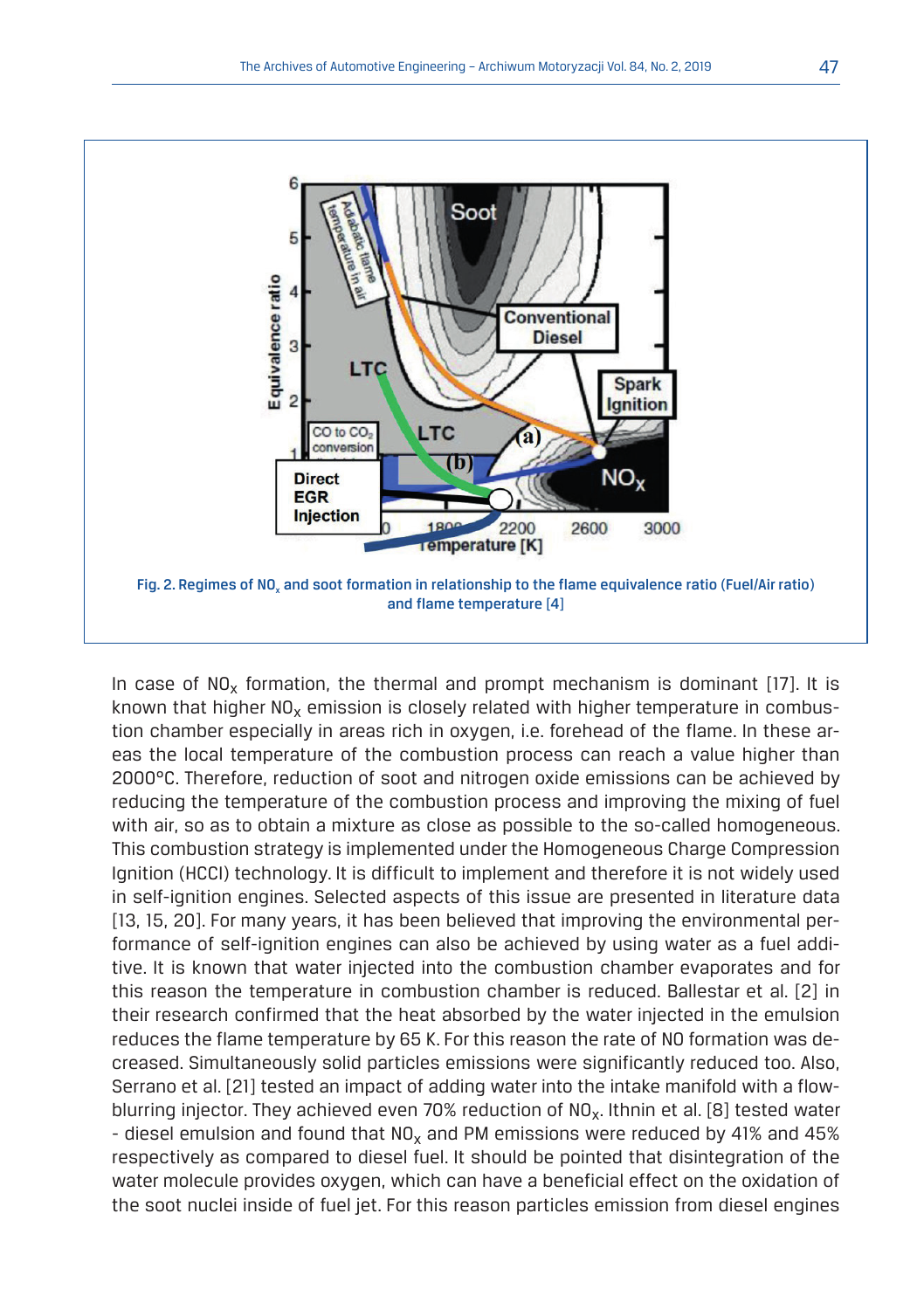Equivalence ratio
6
5
4
3
2
1
Soot
Adiabatic flame temperature in air
Conventional Diesel
Spark Ignition
LTC
LTC
CO to $CO_2$ conversion
(a)
(b)
$NO_x$
Direct EGR Injection
0
1800
2200
2600
3000
Temperature [K]

Fig. 2. Regimes of $NO_x$ and soot formation in relationship to the flame equivalence ratio (Fuel/Air ratio) and flame temperature [4]

In case of $NO_x$ formation, the thermal and prompt mechanism is dominant [17]. It is known that higher $NO_x$ emission is closely related with higher temperature in combustion chamber especially in areas rich in oxygen, i.e. forehead of the flame. In these areas the local temperature of the combustion process can reach a value higher than 2000°C. Therefore, reduction of soot and nitrogen oxide emissions can be achieved by reducing the temperature of the combustion process and improving the mixing of fuel with air, so as to obtain a mixture as close as possible to the so-called homogeneous. This combustion strategy is implemented under the Homogeneous Charge Compression Ignition (HCCI) technology. It is difficult to implement and therefore it is not widely used in self-ignition engines. Selected aspects of this issue are presented in literature data [13, 15, 20]. For many years, it has been believed that improving the environmental performance of self-ignition engines can also be achieved by using water as a fuel additive. It is known that water injected into the combustion chamber evaporates and for this reason the temperature in combustion chamber is reduced. Ballestar et al. [2] in their research confirmed that the heat absorbed by the water injected in the emulsion reduces the flame temperature by 65 K. For this reason the rate of NO formation was decreased. Simultaneously solid particles emissions were significantly reduced too. Also, Serrano et al. [21] tested an impact of adding water into the intake manifold with a flow-blurring injector. They achieved even 70% reduction of $NO_x$. Ithnin et al. [8] tested water - diesel emulsion and found that $NO_x$ and PM emissions were reduced by 41% and 45% respectively as compared to diesel fuel. It should be pointed that disintegration of the water molecule provides oxygen, which can have a beneficial effect on the oxidation of the soot nuclei inside of fuel jet. For this reason particles emission from diesel engines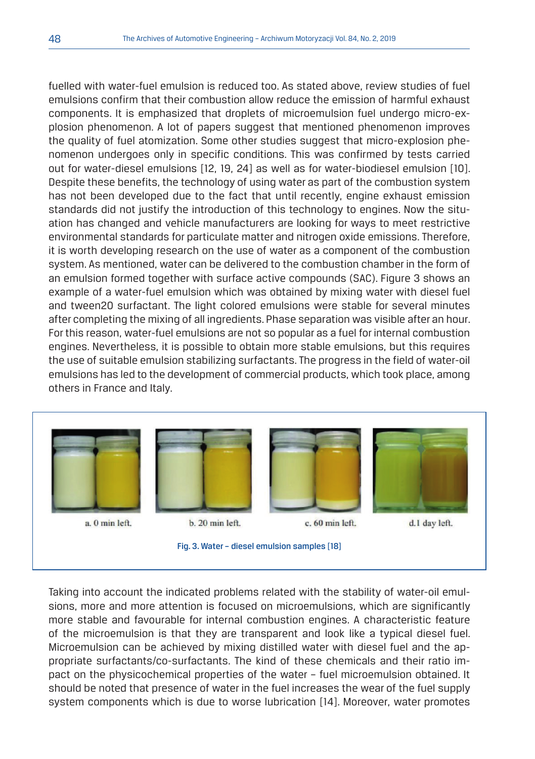fuelled with water-fuel emulsion is reduced too. As stated above, review studies of fuel emulsions confirm that their combustion allow reduce the emission of harmful exhaust components. It is emphasized that droplets of microemulsion fuel undergo micro-explosion phenomenon. A lot of papers suggest that mentioned phenomenon improves the quality of fuel atomization. Some other studies suggest that micro-explosion phenomenon undergoes only in specific conditions. This was confirmed by tests carried out for water-diesel emulsions [12, 19, 24] as well as for water-biodiesel emulsion [10]. Despite these benefits, the technology of using water as part of the combustion system has not been developed due to the fact that until recently, engine exhaust emission standards did not justify the introduction of this technology to engines. Now the situation has changed and vehicle manufacturers are looking for ways to meet restrictive environmental standards for particulate matter and nitrogen oxide emissions. Therefore, it is worth developing research on the use of water as a component of the combustion system. As mentioned, water can be delivered to the combustion chamber in the form of an emulsion formed together with surface active compounds (SAC). Figure 3 shows an example of a water-fuel emulsion which was obtained by mixing water with diesel fuel and tween20 surfactant. The light colored emulsions were stable for several minutes after completing the mixing of all ingredients. Phase separation was visible after an hour. For this reason, water-fuel emulsions are not so popular as a fuel for internal combustion engines. Nevertheless, it is possible to obtain more stable emulsions, but this requires the use of suitable emulsion stabilizing surfactants. The progress in the field of water-oil emulsions has led to the development of commercial products, which took place, among others in France and Italy.

a. 0 min left.

b. 20 min left.

c. 60 min left.

d. 1 day left.

Fig. 3. Water – diesel emulsion samples [18]

Taking into account the indicated problems related with the stability of water-oil emulsions, more and more attention is focused on microemulsions, which are significantly more stable and favourable for internal combustion engines. A characteristic feature of the microemulsion is that they are transparent and look like a typical diesel fuel. Microemulsion can be achieved by mixing distilled water with diesel fuel and the appropriate surfactants/co-surfactants. The kind of these chemicals and their ratio impact on the physicochemical properties of the water – fuel microemulsion obtained. It should be noted that presence of water in the fuel increases the wear of the fuel supply system components which is due to worse lubrication [14]. Moreover, water promotes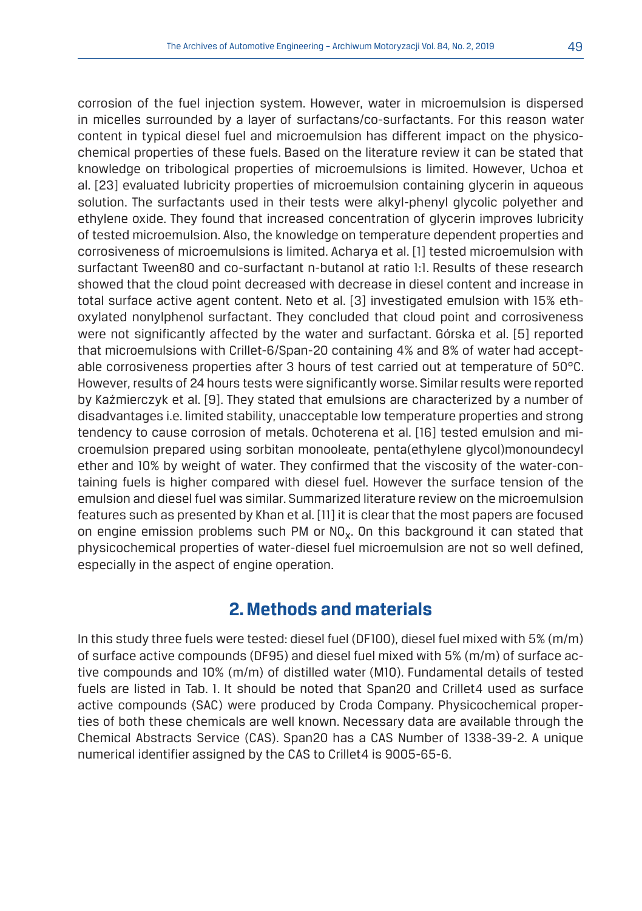corrosion of the fuel injection system. However, water in microemulsion is dispersed in micelles surrounded by a layer of surfactans/co-surfactants. For this reason water content in typical diesel fuel and microemulsion has different impact on the physicochemical properties of these fuels. Based on the literature review it can be stated that knowledge on tribological properties of microemulsions is limited. However, Uchoa et al. [23] evaluated lubricity properties of microemulsion containing glycerin in aqueous solution. The surfactants used in their tests were alkyl-phenyl glycolic polyether and ethylene oxide. They found that increased concentration of glycerin improves lubricity of tested microemulsion. Also, the knowledge on temperature dependent properties and corrosiveness of microemulsions is limited. Acharya et al. [1] tested microemulsion with surfactant Tween80 and co-surfactant n-butanol at ratio 1:1. Results of these research showed that the cloud point decreased with decrease in diesel content and increase in total surface active agent content. Neto et al. [3] investigated emulsion with 15% ethoxylated nonylphenol surfactant. They concluded that cloud point and corrosiveness were not significantly affected by the water and surfactant. Górska et al. [5] reported that microemulsions with Crillet-6/Span-20 containing 4% and 8% of water had acceptable corrosiveness properties after 3 hours of test carried out at temperature of 50°C. However, results of 24 hours tests were significantly worse. Similar results were reported by Kaźmierczyk et al. [9]. They stated that emulsions are characterized by a number of disadvantages i.e. limited stability, unacceptable low temperature properties and strong tendency to cause corrosion of metals. Ochoterena et al. [16] tested emulsion and microemulsion prepared using sorbitan monooleate, penta(ethylene glycol)monoundecyl ether and 10% by weight of water. They confirmed that the viscosity of the water-containing fuels is higher compared with diesel fuel. However the surface tension of the emulsion and diesel fuel was similar. Summarized literature review on the microemulsion features such as presented by Khan et al. [11] it is clear that the most papers are focused on engine emission problems such PM or $NO_x$. On this background it can stated that physicochemical properties of water-diesel fuel microemulsion are not so well defined, especially in the aspect of engine operation.

## 2. Methods and materials

In this study three fuels were tested: diesel fuel (DF100), diesel fuel mixed with 5% (m/m) of surface active compounds (DF95) and diesel fuel mixed with 5% (m/m) of surface active compounds and 10% (m/m) of distilled water (M10). Fundamental details of tested fuels are listed in Tab. 1. It should be noted that Span20 and Crillet4 used as surface active compounds (SAC) were produced by Croda Company. Physicochemical properties of both these chemicals are well known. Necessary data are available through the Chemical Abstracts Service (CAS). Span20 has a CAS Number of 1338-39-2. A unique numerical identifier assigned by the CAS to Crillet4 is 9005-65-6.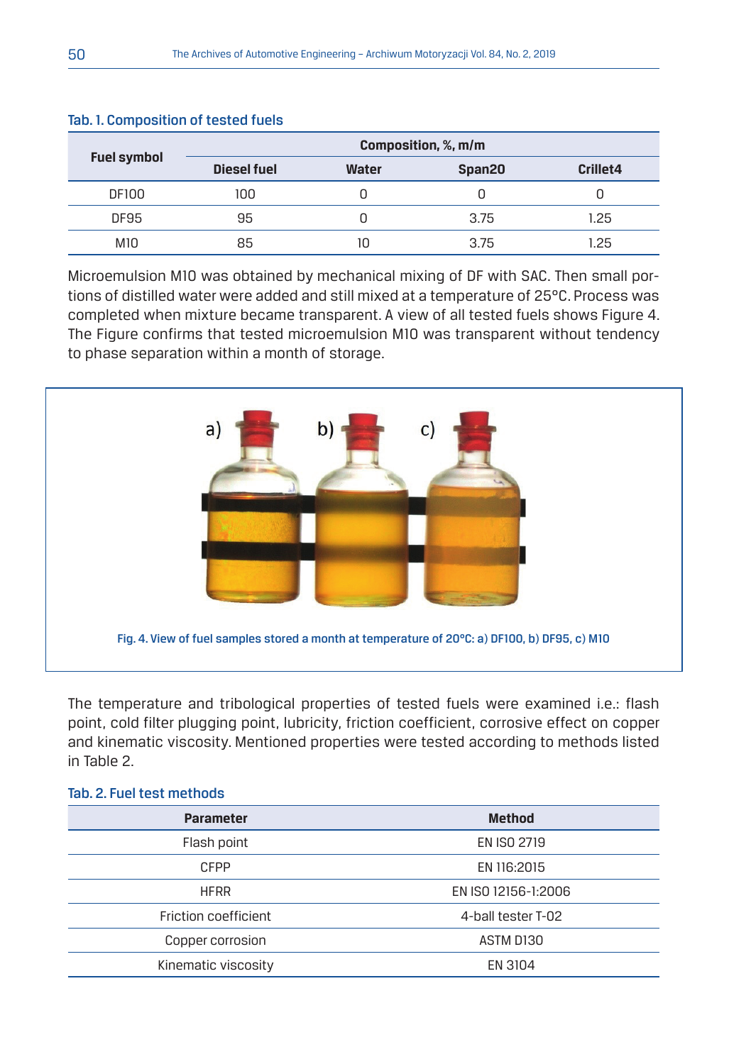Tab. 1. Composition of tested fuels

| Fuel symbol | Composition, %, m/m | | | |
|---|---|---|---|---|
| | Diesel fuel | Water | Span20 | Crillet4 |
| DF100 | 100 | 0 | 0 | 0 |
| DF95 | 95 | 0 | 3.75 | 1.25 |
| M10 | 85 | 10 | 3.75 | 1.25 |

Microemulsion M10 was obtained by mechanical mixing of DF with SAC. Then small portions of distilled water were added and still mixed at a temperature of 25°C. Process was completed when mixture became transparent. A view of all tested fuels shows Figure 4. The Figure confirms that tested microemulsion M10 was transparent without tendency to phase separation within a month of storage.

Fig. 4. View of fuel samples stored a month at temperature of 20°C: a) DF100, b) DF95, c) M10

The temperature and tribological properties of tested fuels were examined i.e.: flash point, cold filter plugging point, lubricity, friction coefficient, corrosive effect on copper and kinematic viscosity. Mentioned properties were tested according to methods listed in Table 2.

Tab. 2. Fuel test methods

| Parameter | Method |
|---|---|
| Flash point | EN ISO 2719 |
| CFPP | EN 116:2015 |
| HFRR | EN ISO 12156-1:2006 |
| Friction coefficient | 4-ball tester T-02 |
| Copper corrosion | ASTM D130 |
| Kinematic viscosity | EN 3104 |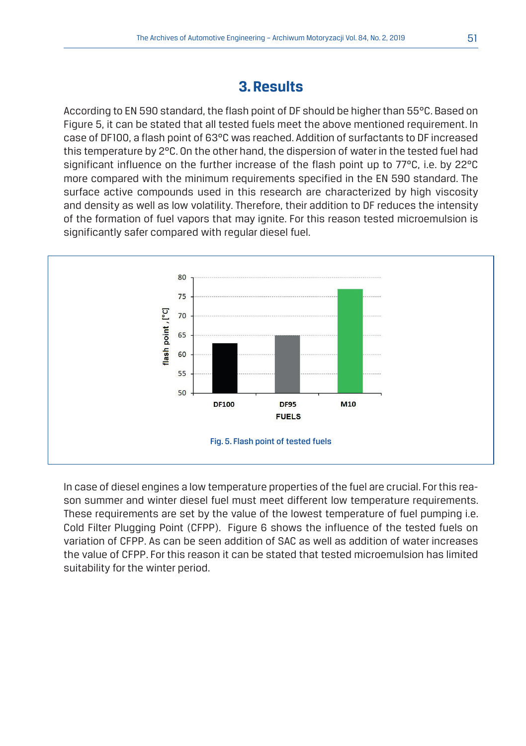# 3. Results

According to EN 590 standard, the flash point of DF should be higher than 55°C. Based on Figure 5, it can be stated that all tested fuels meet the above mentioned requirement. In case of DF100, a flash point of 63°C was reached. Addition of surfactants to DF increased this temperature by 2°C. On the other hand, the dispersion of water in the tested fuel had significant influence on the further increase of the flash point up to 77°C, i.e. by 22°C more compared with the minimum requirements specified in the EN 590 standard. The surface active compounds used in this research are characterized by high viscosity and density as well as low volatility. Therefore, their addition to DF reduces the intensity of the formation of fuel vapors that may ignite. For this reason tested microemulsion is significantly safer compared with regular diesel fuel.

flash point , [°C]

80
75
70
65
60
55
50

DF100
DF95
M10

FUELS

Fig. 5. Flash point of tested fuels

In case of diesel engines a low temperature properties of the fuel are crucial. For this reason summer and winter diesel fuel must meet different low temperature requirements. These requirements are set by the value of the lowest temperature of fuel pumping i.e. Cold Filter Plugging Point (CFPP). Figure 6 shows the influence of the tested fuels on variation of CFPP. As can be seen addition of SAC as well as addition of water increases the value of CFPP. For this reason it can be stated that tested microemulsion has limited suitability for the winter period.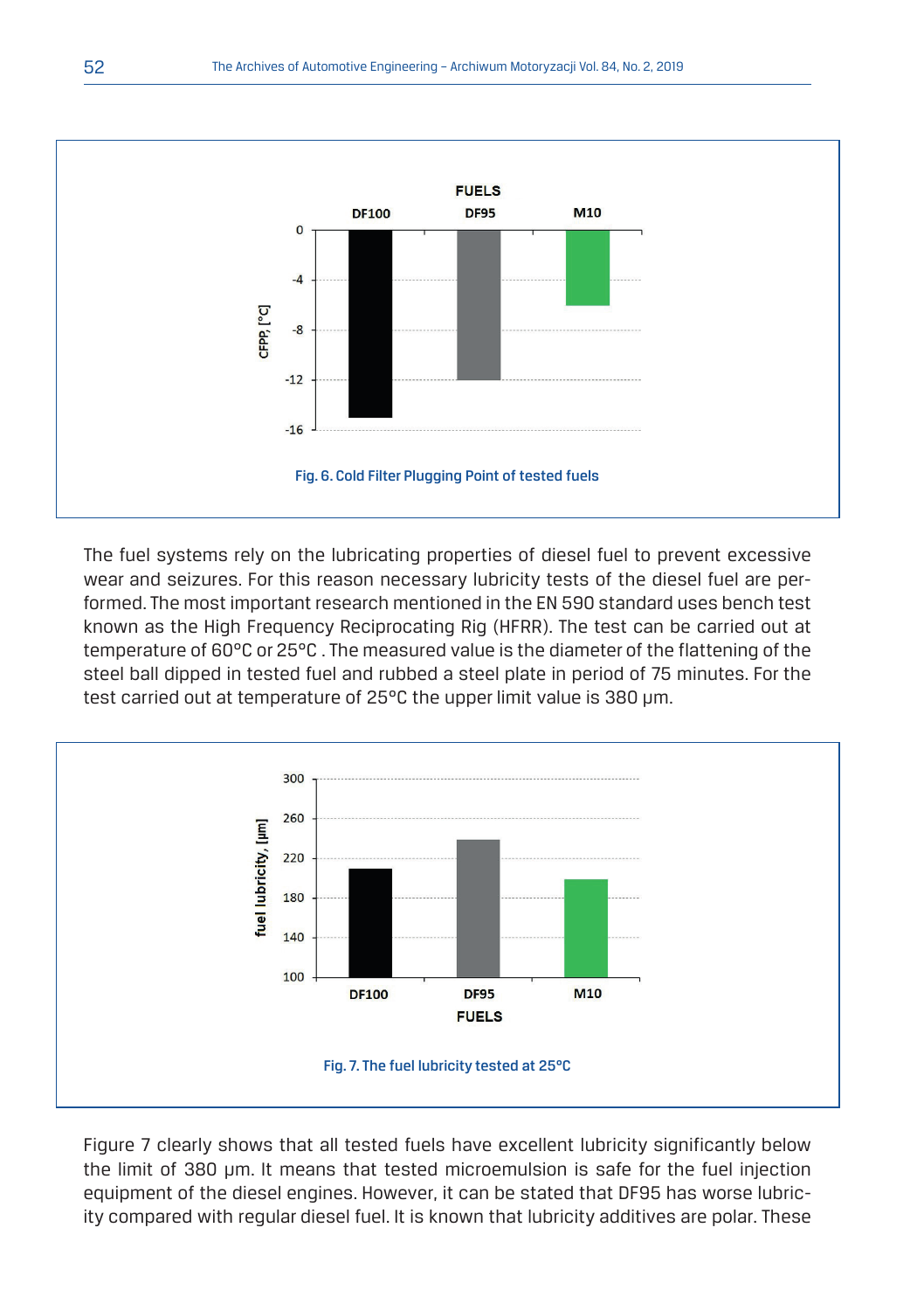Fig. 6. Cold Filter Plugging Point of tested fuels

The fuel systems rely on the lubricating properties of diesel fuel to prevent excessive wear and seizures. For this reason necessary lubricity tests of the diesel fuel are performed. The most important research mentioned in the EN 590 standard uses bench test known as the High Frequency Reciprocating Rig (HFRR). The test can be carried out at temperature of 60°C or 25°C . The measured value is the diameter of the flattening of the steel ball dipped in tested fuel and rubbed a steel plate in period of 75 minutes. For the test carried out at temperature of 25°C the upper limit value is 380 μm.

Fig. 7. The fuel lubricity tested at 25°C

Figure 7 clearly shows that all tested fuels have excellent lubricity significantly below the limit of 380 μm. It means that tested microemulsion is safe for the fuel injection equipment of the diesel engines. However, it can be stated that DF95 has worse lubricity compared with regular diesel fuel. It is known that lubricity additives are polar. These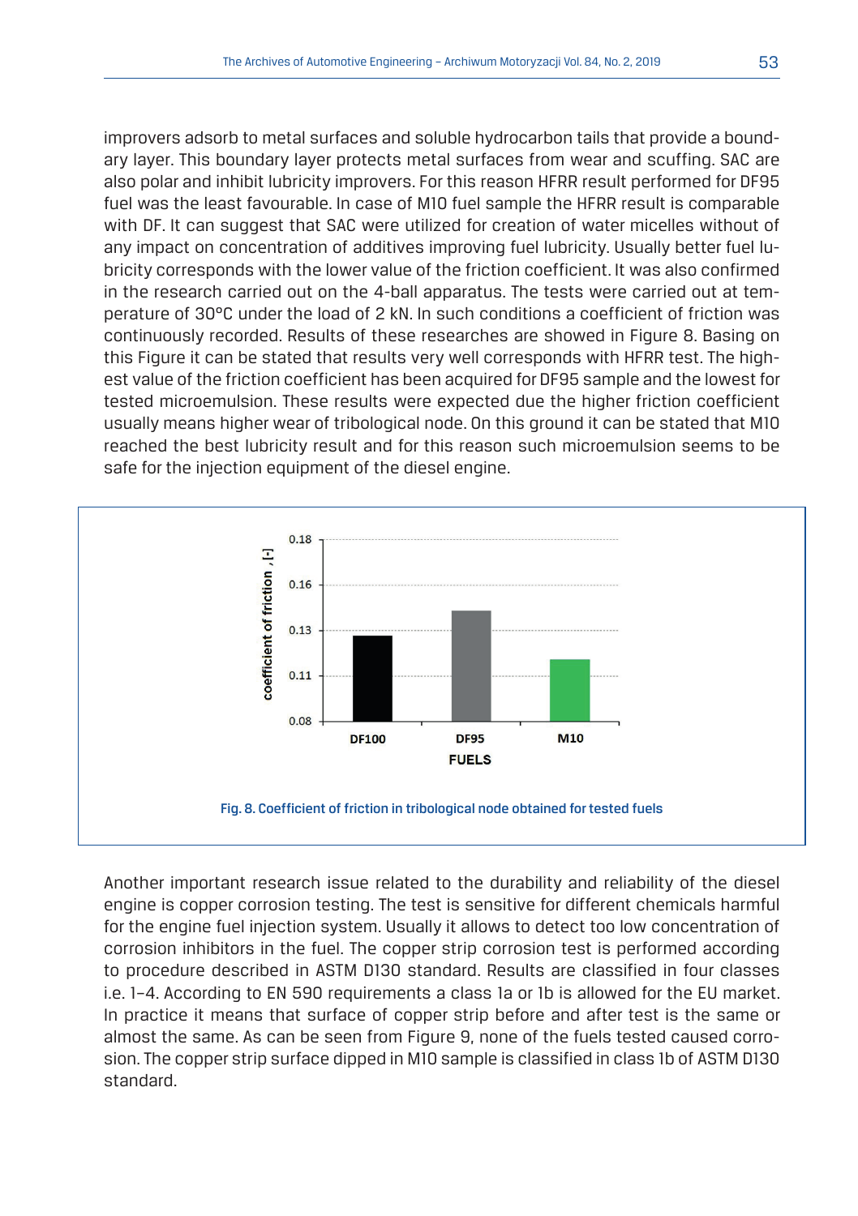improvers adsorb to metal surfaces and soluble hydrocarbon tails that provide a boundary layer. This boundary layer protects metal surfaces from wear and scuffing. SAC are also polar and inhibit lubricity improvers. For this reason HFRR result performed for DF95 fuel was the least favourable. In case of M10 fuel sample the HFRR result is comparable with DF. It can suggest that SAC were utilized for creation of water micelles without of any impact on concentration of additives improving fuel lubricity. Usually better fuel lubricity corresponds with the lower value of the friction coefficient. It was also confirmed in the research carried out on the 4-ball apparatus. The tests were carried out at temperature of 30°C under the load of 2 kN. In such conditions a coefficient of friction was continuously recorded. Results of these researches are showed in Figure 8. Basing on this Figure it can be stated that results very well corresponds with HFRR test. The highest value of the friction coefficient has been acquired for DF95 sample and the lowest for tested microemulsion. These results were expected due the higher friction coefficient usually means higher wear of tribological node. On this ground it can be stated that M10 reached the best lubricity result and for this reason such microemulsion seems to be safe for the injection equipment of the diesel engine.

coefficient of friction ,[-]

0.18
0.16
0.13
0.11
0.08

DF100
DF95
M10

FUELS

Fig. 8. Coefficient of friction in tribological node obtained for tested fuels

Another important research issue related to the durability and reliability of the diesel engine is copper corrosion testing. The test is sensitive for different chemicals harmful for the engine fuel injection system. Usually it allows to detect too low concentration of corrosion inhibitors in the fuel. The copper strip corrosion test is performed according to procedure described in ASTM D130 standard. Results are classified in four classes i.e. 1–4. According to EN 590 requirements a class 1a or 1b is allowed for the EU market. In practice it means that surface of copper strip before and after test is the same or almost the same. As can be seen from Figure 9, none of the fuels tested caused corrosion. The copper strip surface dipped in M10 sample is classified in class 1b of ASTM D130 standard.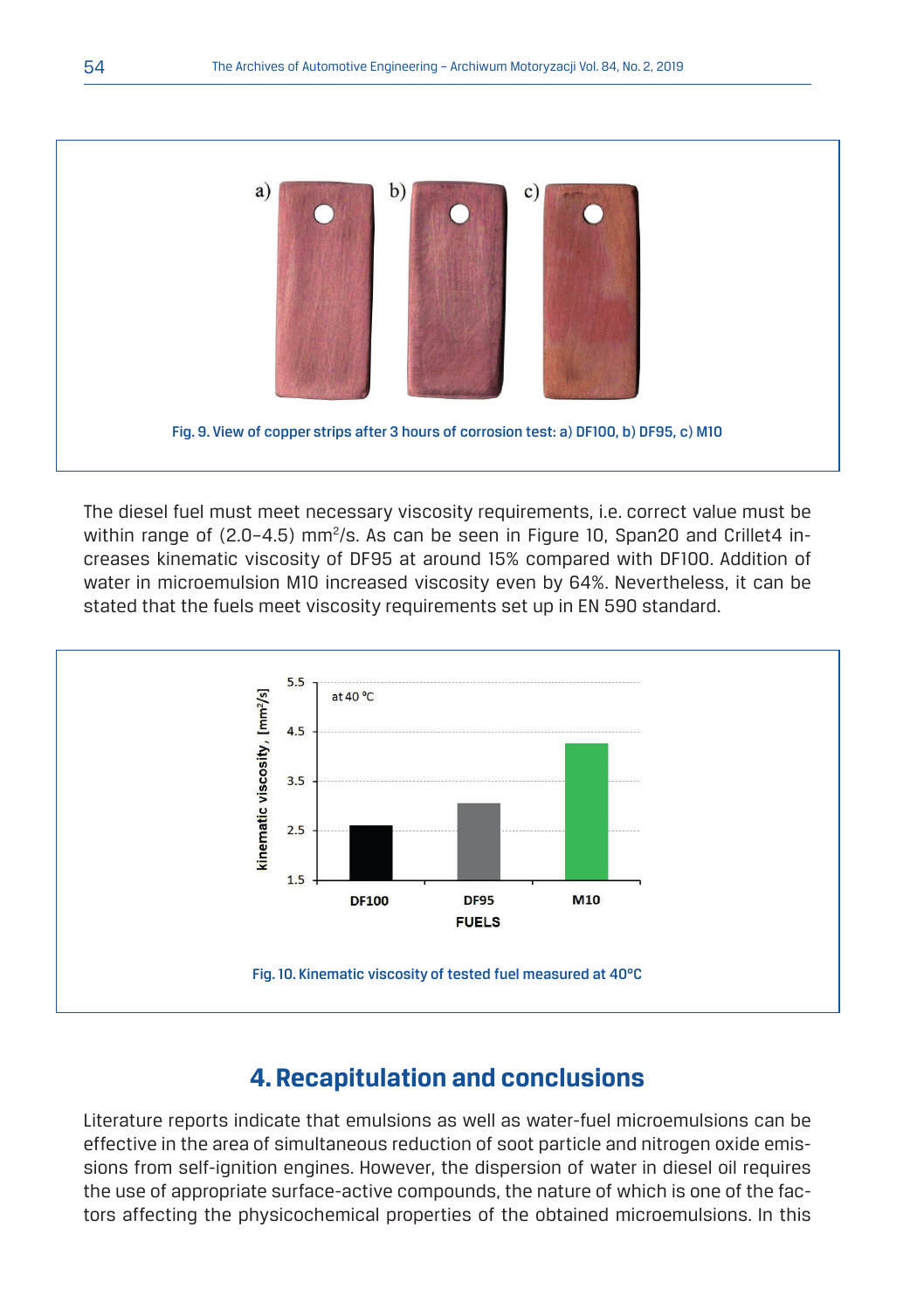a) b) c)

Fig. 9. View of copper strips after 3 hours of corrosion test: a) DF100, b) DF95, c) M10

The diesel fuel must meet necessary viscosity requirements, i.e. correct value must be within range of (2.0–4.5) mm$^2$/s. As can be seen in Figure 10, Span20 and Crillet4 increases kinematic viscosity of DF95 at around 15% compared with DF100. Addition of water in microemulsion M10 increased viscosity even by 64%. Nevertheless, it can be stated that the fuels meet viscosity requirements set up in EN 590 standard.

kinematic viscosity, [mm²/s]

5.5
4.5
3.5
2.5
1.5

at 40 °C

DF100
DF95
M10

FUELS

Fig. 10. Kinematic viscosity of tested fuel measured at 40°C

## 4. Recapitulation and conclusions

Literature reports indicate that emulsions as well as water-fuel microemulsions can be effective in the area of simultaneous reduction of soot particle and nitrogen oxide emissions from self-ignition engines. However, the dispersion of water in diesel oil requires the use of appropriate surface-active compounds, the nature of which is one of the factors affecting the physicochemical properties of the obtained microemulsions. In this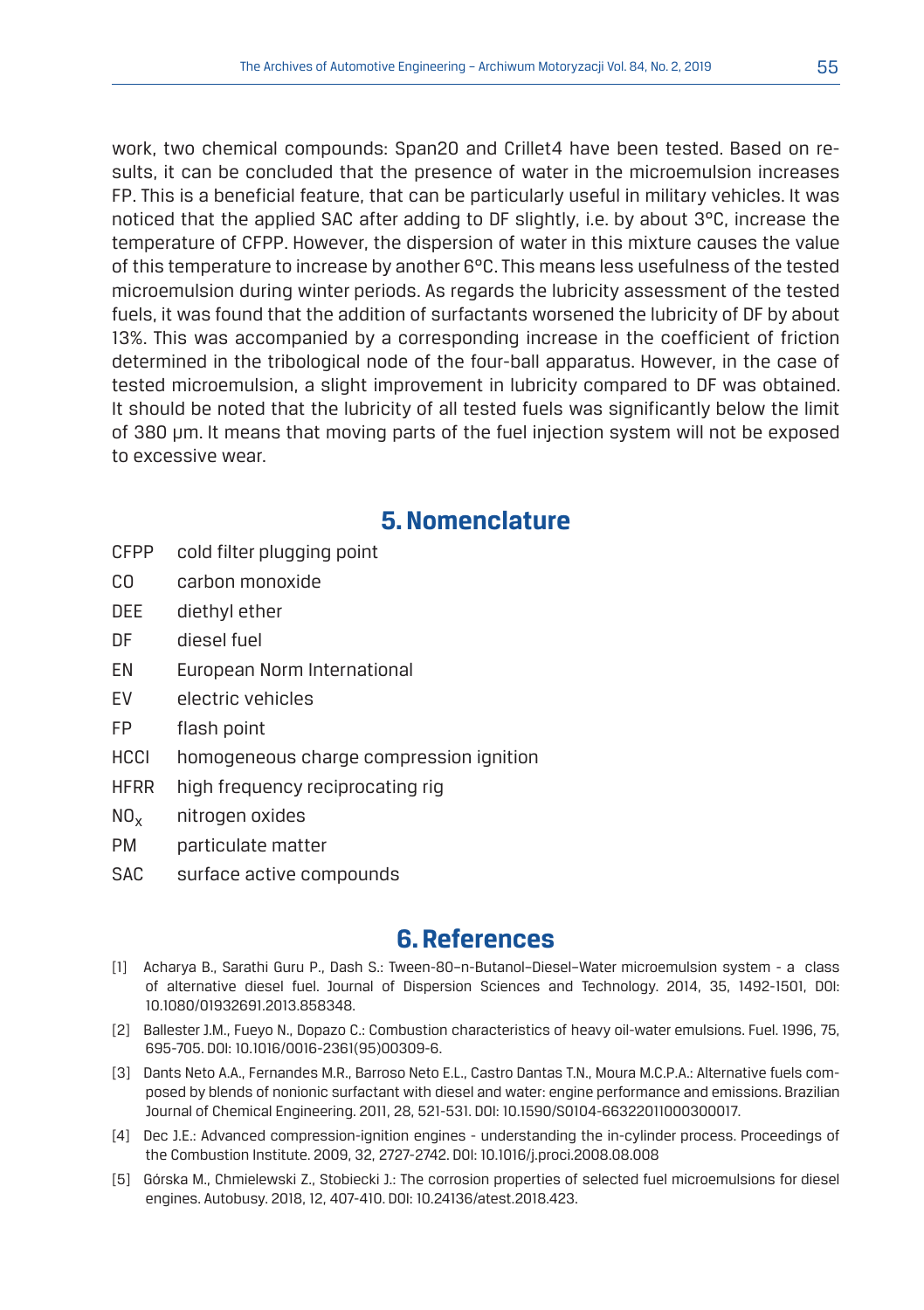work, two chemical compounds: Span20 and Crillet4 have been tested. Based on results, it can be concluded that the presence of water in the microemulsion increases FP. This is a beneficial feature, that can be particularly useful in military vehicles. It was noticed that the applied SAC after adding to DF slightly, i.e. by about 3°C, increase the temperature of CFPP. However, the dispersion of water in this mixture causes the value of this temperature to increase by another 6°C. This means less usefulness of the tested microemulsion during winter periods. As regards the lubricity assessment of the tested fuels, it was found that the addition of surfactants worsened the lubricity of DF by about 13%. This was accompanied by a corresponding increase in the coefficient of friction determined in the tribological node of the four-ball apparatus. However, in the case of tested microemulsion, a slight improvement in lubricity compared to DF was obtained. It should be noted that the lubricity of all tested fuels was significantly below the limit of 380 μm. It means that moving parts of the fuel injection system will not be exposed to excessive wear.

## 5. Nomenclature

| | |
|---|---|
| CFPP | cold filter plugging point |
| CO | carbon monoxide |
| DEE | diethyl ether |
| DF | diesel fuel |
| EN | European Norm International |
| EV | electric vehicles |
| FP | flash point |
| HCCI | homogeneous charge compression ignition |
| HFRR | high frequency reciprocating rig |
| $NO_x$ | nitrogen oxides |
| PM | particulate matter |
| SAC | surface active compounds |

## 6. References

[1] Acharya B., Sarathi Guru P., Dash S.: Tween-80–n-Butanol–Diesel–Water microemulsion system - a class of alternative diesel fuel. Journal of Dispersion Sciences and Technology. 2014, 35, 1492-1501, DOI: 10.1080/01932691.2013.858348.

[2] Ballester J.M., Fueyo N., Dopazo C.: Combustion characteristics of heavy oil-water emulsions. Fuel. 1996, 75, 695-705. DOI: 10.1016/0016-2361(95)00309-6.

[3] Dants Neto A.A., Fernandes M.R., Barroso Neto E.L., Castro Dantas T.N., Moura M.C.P.A.: Alternative fuels composed by blends of nonionic surfactant with diesel and water: engine performance and emissions. Brazilian Journal of Chemical Engineering. 2011, 28, 521-531. DOI: 10.1590/S0104-66322011000300017.

[4] Dec J.E.: Advanced compression-ignition engines - understanding the in-cylinder process. Proceedings of the Combustion Institute. 2009, 32, 2727-2742. DOI: 10.1016/j.proci.2008.08.008

[5] Górska M., Chmielewski Z., Stobiecki J.: The corrosion properties of selected fuel microemulsions for diesel engines. Autobusy. 2018, 12, 407-410. DOI: 10.24136/atest.2018.423.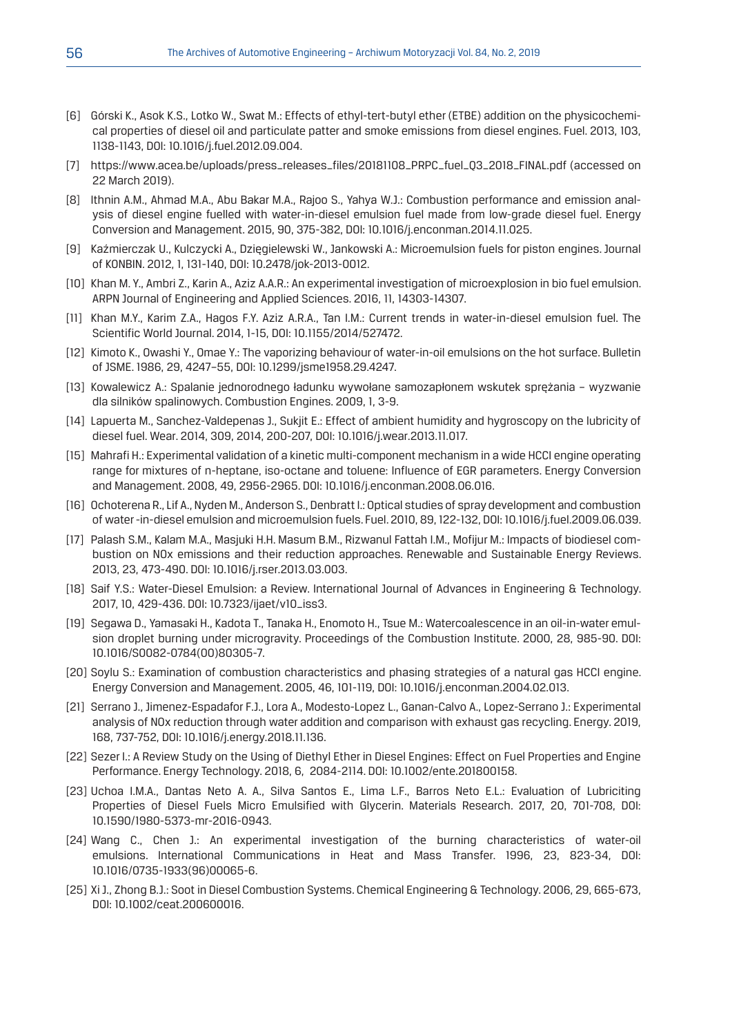[6] Górski K., Asok K.S., Lotko W., Swat M.: Effects of ethyl-tert-butyl ether (ETBE) addition on the physicochemical properties of diesel oil and particulate patter and smoke emissions from diesel engines. Fuel. 2013, 103, 1138-1143, DOI: 10.1016/j.fuel.2012.09.004.

[7] https://www.acea.be/uploads/press_releases_files/20181108_PRPC_fuel_Q3_2018_FINAL.pdf (accessed on 22 March 2019).

[8] Ithnin A.M., Ahmad M.A., Abu Bakar M.A., Rajoo S., Yahya W.J.: Combustion performance and emission analysis of diesel engine fuelled with water-in-diesel emulsion fuel made from low-grade diesel fuel. Energy Conversion and Management. 2015, 90, 375-382, DOI: 10.1016/j.enconman.2014.11.025.

[9] Kaźmierczak U., Kulczycki A., Dzięgielewski W., Jankowski A.: Microemulsion fuels for piston engines. Journal of KONBIN. 2012, 1, 131-140, DOI: 10.2478/jok-2013-0012.

[10] Khan M. Y., Ambri Z., Karin A., Aziz A.A.R.: An experimental investigation of microexplosion in bio fuel emulsion. ARPN Journal of Engineering and Applied Sciences. 2016, 11, 14303-14307.

[11] Khan M.Y., Karim Z.A., Hagos F.Y. Aziz A.R.A., Tan I.M.: Current trends in water-in-diesel emulsion fuel. The Scientific World Journal. 2014, 1-15, DOI: 10.1155/2014/527472.

[12] Kimoto K., Owashi Y., Omae Y.: The vaporizing behaviour of water-in-oil emulsions on the hot surface. Bulletin of JSME. 1986, 29, 4247–55, DOI: 10.1299/jsme1958.29.4247.

[13] Kowalewicz A.: Spalanie jednorodnego ładunku wywołane samozapłonem wskutek sprężania – wyzwanie dla silników spalinowych. Combustion Engines. 2009, 1, 3-9.

[14] Lapuerta M., Sanchez-Valdepenas J., Sukjit E.: Effect of ambient humidity and hygroscopy on the lubricity of diesel fuel. Wear. 2014, 309, 2014, 200-207, DOI: 10.1016/j.wear.2013.11.017.

[15] Mahrafi H.: Experimental validation of a kinetic multi-component mechanism in a wide HCCI engine operating range for mixtures of n-heptane, iso-octane and toluene: Influence of EGR parameters. Energy Conversion and Management. 2008, 49, 2956-2965. DOI: 10.1016/j.enconman.2008.06.016.

[16] Ochoterena R., Lif A., Nyden M., Anderson S., Denbratt I.: Optical studies of spray development and combustion of water-in-diesel emulsion and microemulsion fuels. Fuel. 2010, 89, 122-132, DOI: 10.1016/j.fuel.2009.06.039.

[17] Palash S.M., Kalam M.A., Masjuki H.H. Masum B.M., Rizwanul Fattah I.M., Mofijur M.: Impacts of biodiesel combustion on NOx emissions and their reduction approaches. Renewable and Sustainable Energy Reviews. 2013, 23, 473-490. DOI: 10.1016/j.rser.2013.03.003.

[18] Saif Y.S.: Water-Diesel Emulsion: a Review. International Journal of Advances in Engineering & Technology. 2017, 10, 429-436. DOI: 10.7323/ijaet/v10_iss3.

[19] Segawa D., Yamasaki H., Kadota T., Tanaka H., Enomoto H., Tsue M.: Watercoalescence in an oil-in-water emulsion droplet burning under microgravity. Proceedings of the Combustion Institute. 2000, 28, 985-90. DOI: 10.1016/S0082-0784(00)80305-7.

[20] Soylu S.: Examination of combustion characteristics and phasing strategies of a natural gas HCCI engine. Energy Conversion and Management. 2005, 46, 101-119, DOI: 10.1016/j.enconman.2004.02.013.

[21] Serrano J., Jimenez-Espadafor F.J., Lora A., Modesto-Lopez L., Ganan-Calvo A., Lopez-Serrano J.: Experimental analysis of NOx reduction through water addition and comparison with exhaust gas recycling. Energy. 2019, 168, 737-752, DOI: 10.1016/j.energy.2018.11.136.

[22] Sezer I.: A Review Study on the Using of Diethyl Ether in Diesel Engines: Effect on Fuel Properties and Engine Performance. Energy Technology. 2018, 6, 2084-2114. DOI: 10.1002/ente.201800158.

[23] Uchoa I.M.A., Dantas Neto A. A., Silva Santos E., Lima L.F., Barros Neto E.L.: Evaluation of Lubriciting Properties of Diesel Fuels Micro Emulsified with Glycerin. Materials Research. 2017, 20, 701-708, DOI: 10.1590/1980-5373-mr-2016-0943.

[24] Wang C., Chen J.: An experimental investigation of the burning characteristics of water-oil emulsions. International Communications in Heat and Mass Transfer. 1996, 23, 823-34, DOI: 10.1016/0735-1933(96)00065-6.

[25] Xi J., Zhong B.J.: Soot in Diesel Combustion Systems. Chemical Engineering & Technology. 2006, 29, 665-673, DOI: 10.1002/ceat.200600016.